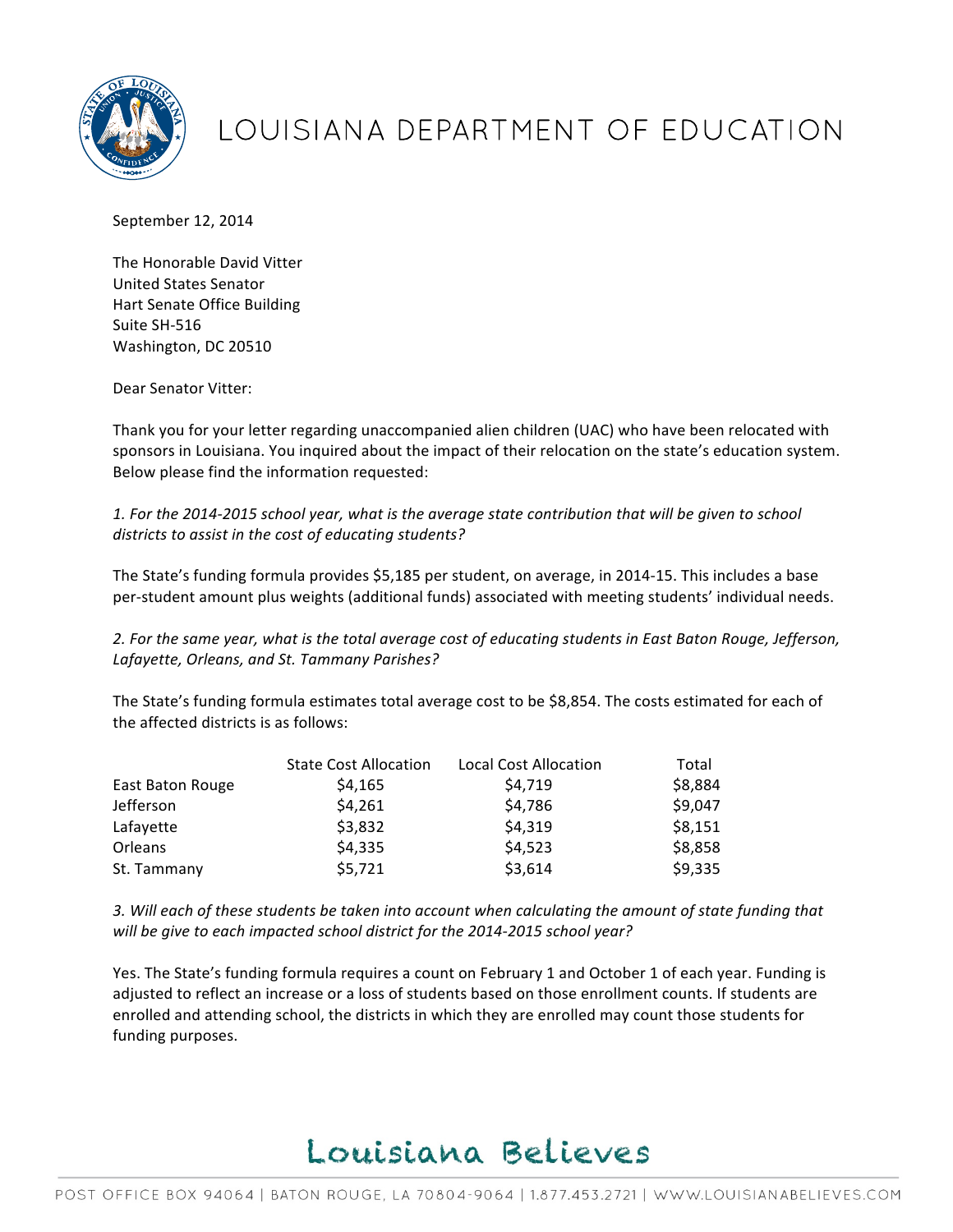# LOUISIANA DEPARTMENT OF EDUCATION

September 12, 2014

The Honorable David Vitter
United States Senator
Hart Senate Office Building
Suite SH-516
Washington, DC 20510

Dear Senator Vitter:

Thank you for your letter regarding unaccompanied alien children (UAC) who have been relocated with sponsors in Louisiana. You inquired about the impact of their relocation on the state's education system. Below please find the information requested:

*1. For the 2014-2015 school year, what is the average state contribution that will be given to school districts to assist in the cost of educating students?*

The State's funding formula provides $5,185 per student, on average, in 2014-15. This includes a base per-student amount plus weights (additional funds) associated with meeting students' individual needs.

*2. For the same year, what is the total average cost of educating students in East Baton Rouge, Jefferson, Lafayette, Orleans, and St. Tammany Parishes?*

The State's funding formula estimates total average cost to be $8,854. The costs estimated for each of the affected districts is as follows:

| | State Cost Allocation | Local Cost Allocation | Total |
|---|---|---|---|
| East Baton Rouge | $4,165 | $4,719 | $8,884 |
| Jefferson | $4,261 | $4,786 | $9,047 |
| Lafayette | $3,832 | $4,319 | $8,151 |
| Orleans | $4,335 | $4,523 | $8,858 |
| St. Tammany | $5,721 | $3,614 | $9,335 |

*3. Will each of these students be taken into account when calculating the amount of state funding that will be give to each impacted school district for the 2014-2015 school year?*

Yes. The State's funding formula requires a count on February 1 and October 1 of each year. Funding is adjusted to reflect an increase or a loss of students based on those enrollment counts. If students are enrolled and attending school, the districts in which they are enrolled may count those students for funding purposes.

Louisiana Believes

POST OFFICE BOX 94064 | BATON ROUGE, LA 70804-9064 | 1.877.453.2721 | WWW.LOUISIANABELIEVES.COM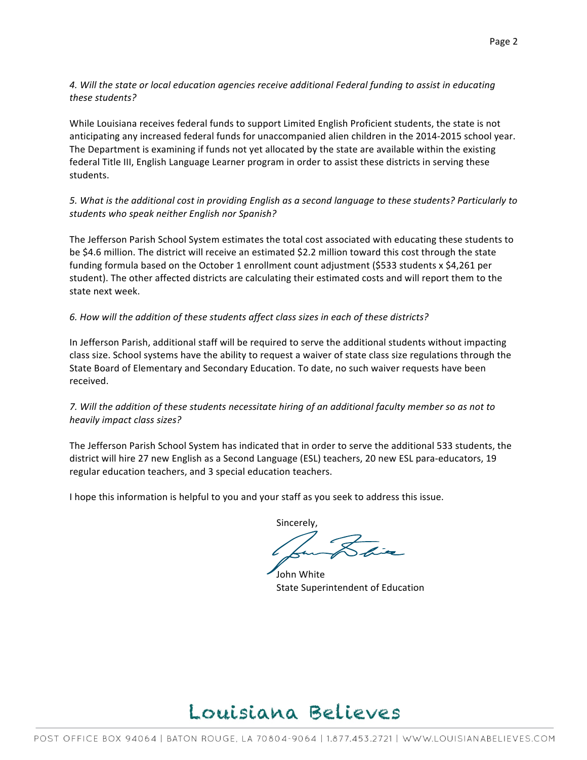*4. Will the state or local education agencies receive additional Federal funding to assist in educating these students?*

While Louisiana receives federal funds to support Limited English Proficient students, the state is not anticipating any increased federal funds for unaccompanied alien children in the 2014-2015 school year. The Department is examining if funds not yet allocated by the state are available within the existing federal Title III, English Language Learner program in order to assist these districts in serving these students.

*5. What is the additional cost in providing English as a second language to these students? Particularly to students who speak neither English nor Spanish?*

The Jefferson Parish School System estimates the total cost associated with educating these students to be $4.6 million. The district will receive an estimated $2.2 million toward this cost through the state funding formula based on the October 1 enrollment count adjustment ($533 students x $4,261 per student). The other affected districts are calculating their estimated costs and will report them to the state next week.

*6. How will the addition of these students affect class sizes in each of these districts?*

In Jefferson Parish, additional staff will be required to serve the additional students without impacting class size. School systems have the ability to request a waiver of state class size regulations through the State Board of Elementary and Secondary Education. To date, no such waiver requests have been received.

*7. Will the addition of these students necessitate hiring of an additional faculty member so as not to heavily impact class sizes?*

The Jefferson Parish School System has indicated that in order to serve the additional 533 students, the district will hire 27 new English as a Second Language (ESL) teachers, 20 new ESL para-educators, 19 regular education teachers, and 3 special education teachers.

I hope this information is helpful to you and your staff as you seek to address this issue.

Sincerely,

John White
State Superintendent of Education

Louisiana Believes

POST OFFICE BOX 94064 | BATON ROUGE, LA 70804-9064 | 1.877.453.2721 | WWW.LOUISIANABELIEVES.COM